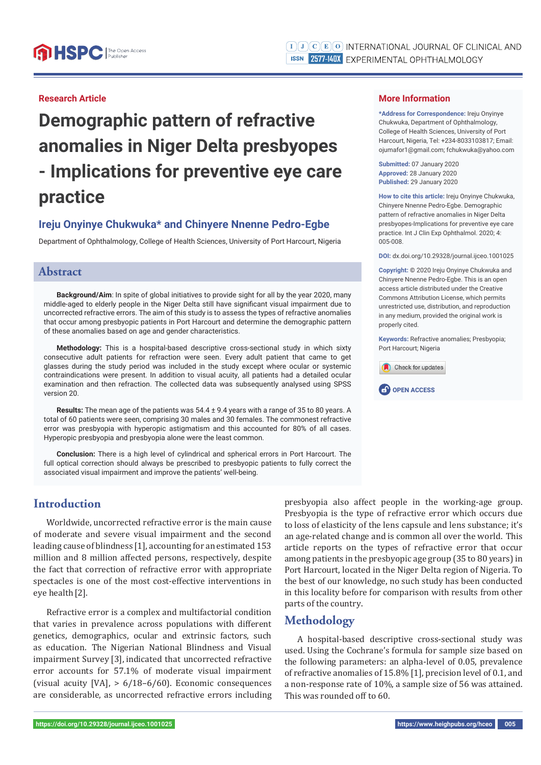Research Article

# Demographic pattern of refractive anomalies in Niger Delta presbyopes - Implications for preventive eye care practice

**Ireju Onyinye Chukwuka* and Chinyere Nnenne Pedro-Egbe**

Department of Ophthalmology, College of Health Sciences, University of Port Harcourt, Nigeria

## More Information

***Address for Correspondence:** Ireju Onyinye Chukwuka, Department of Ophthalmology, College of Health Sciences, University of Port Harcourt, Nigeria, Tel: +234-8033103817; Email: ojumafor1@gmail.com; fchukwuka@yahoo.com

**Submitted:** 07 January 2020
**Approved:** 28 January 2020
**Published:** 29 January 2020

**How to cite this article:** Ireju Onyinye Chukwuka, Chinyere Nnenne Pedro-Egbe. Demographic pattern of refractive anomalies in Niger Delta presbyopes-Implications for preventive eye care practice. Int J Clin Exp Ophthalmol. 2020; 4: 005-008.

**DOI:** dx.doi.org/10.29328/journal.ijceo.1001025

**Copyright:** © 2020 Ireju Onyinye Chukwuka and Chinyere Nnenne Pedro-Egbe. This is an open access article distributed under the Creative Commons Attribution License, which permits unrestricted use, distribution, and reproduction in any medium, provided the original work is properly cited.

**Keywords:** Refractive anomalies; Presbyopia; Port Harcourt; Nigeria

OPEN ACCESS

## Abstract

**Background/Aim:** In spite of global initiatives to provide sight for all by the year 2020, many middle-aged to elderly people in the Niger Delta still have significant visual impairment due to uncorrected refractive errors. The aim of this study is to assess the types of refractive anomalies that occur among presbyopic patients in Port Harcourt and determine the demographic pattern of these anomalies based on age and gender characteristics.

**Methodology:** This is a hospital-based descriptive cross-sectional study in which sixty consecutive adult patients for refraction were seen. Every adult patient that came to get glasses during the study period was included in the study except where ocular or systemic contraindications were present. In addition to visual acuity, all patients had a detailed ocular examination and then refraction. The collected data was subsequently analysed using SPSS version 20.

**Results:** The mean age of the patients was 54.4 ± 9.4 years with a range of 35 to 80 years. A total of 60 patients were seen, comprising 30 males and 30 females. The commonest refractive error was presbyopia with hyperopic astigmatism and this accounted for 80% of all cases. Hyperopic presbyopia and presbyopia alone were the least common.

**Conclusion:** There is a high level of cylindrical and spherical errors in Port Harcourt. The full optical correction should always be prescribed to presbyopic patients to fully correct the associated visual impairment and improve the patients' well-being.

## Introduction

Worldwide, uncorrected refractive error is the main cause of moderate and severe visual impairment and the second leading cause of blindness [1], accounting for an estimated 153 million and 8 million affected persons, respectively, despite the fact that correction of refractive error with appropriate spectacles is one of the most cost-effective interventions in eye health [2].

Refractive error is a complex and multifactorial condition that varies in prevalence across populations with different genetics, demographics, ocular and extrinsic factors, such as education. The Nigerian National Blindness and Visual impairment Survey [3], indicated that uncorrected refractive error accounts for 57.1% of moderate visual impairment (visual acuity [VA], > 6/18–6/60). Economic consequences are considerable, as uncorrected refractive errors including presbyopia also affect people in the working-age group. Presbyopia is the type of refractive error which occurs due to loss of elasticity of the lens capsule and lens substance; it's an age-related change and is common all over the world. This article reports on the types of refractive error that occur among patients in the presbyopic age group (35 to 80 years) in Port Harcourt, located in the Niger Delta region of Nigeria. To the best of our knowledge, no such study has been conducted in this locality before for comparison with results from other parts of the country.

## Methodology

A hospital-based descriptive cross-sectional study was used. Using the Cochrane's formula for sample size based on the following parameters: an alpha-level of 0.05, prevalence of refractive anomalies of 15.8% [1], precision level of 0.1, and a non-response rate of 10%, a sample size of 56 was attained. This was rounded off to 60.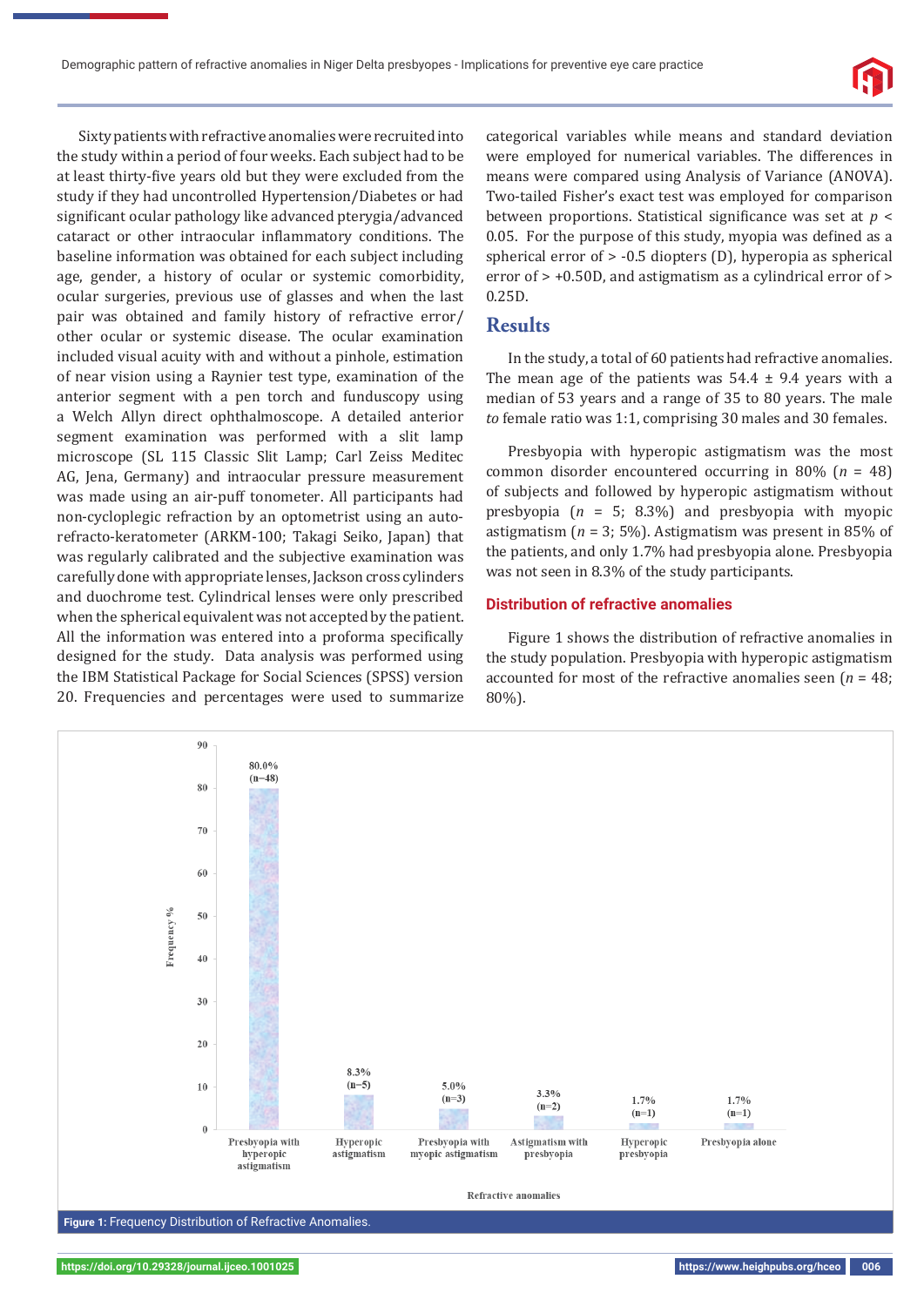Sixty patients with refractive anomalies were recruited into the study within a period of four weeks. Each subject had to be at least thirty-five years old but they were excluded from the study if they had uncontrolled Hypertension/Diabetes or had significant ocular pathology like advanced pterygia/advanced cataract or other intraocular inflammatory conditions. The baseline information was obtained for each subject including age, gender, a history of ocular or systemic comorbidity, ocular surgeries, previous use of glasses and when the last pair was obtained and family history of refractive error/ other ocular or systemic disease. The ocular examination included visual acuity with and without a pinhole, estimation of near vision using a Raynier test type, examination of the anterior segment with a pen torch and funduscopy using a Welch Allyn direct ophthalmoscope. A detailed anterior segment examination was performed with a slit lamp microscope (SL 115 Classic Slit Lamp; Carl Zeiss Meditec AG, Jena, Germany) and intraocular pressure measurement was made using an air-puff tonometer. All participants had non-cycloplegic refraction by an optometrist using an auto-refracto-keratometer (ARKM-100; Takagi Seiko, Japan) that was regularly calibrated and the subjective examination was carefully done with appropriate lenses, Jackson cross cylinders and duochrome test. Cylindrical lenses were only prescribed when the spherical equivalent was not accepted by the patient. All the information was entered into a proforma specifically designed for the study. Data analysis was performed using the IBM Statistical Package for Social Sciences (SPSS) version 20. Frequencies and percentages were used to summarize categorical variables while means and standard deviation were employed for numerical variables. The differences in means were compared using Analysis of Variance (ANOVA). Two-tailed Fisher's exact test was employed for comparison between proportions. Statistical significance was set at $p < 0.05$. For the purpose of this study, myopia was defined as a spherical error of > -0.5 diopters (D), hyperopia as spherical error of > +0.50D, and astigmatism as a cylindrical error of > 0.25D.

## Results

In the study, a total of 60 patients had refractive anomalies. The mean age of the patients was 54.4 ± 9.4 years with a median of 53 years and a range of 35 to 80 years. The male *to* female ratio was 1:1, comprising 30 males and 30 females.

Presbyopia with hyperopic astigmatism was the most common disorder encountered occurring in 80% ($n$ = 48) of subjects and followed by hyperopic astigmatism without presbyopia ($n$ = 5; 8.3%) and presbyopia with myopic astigmatism ($n$ = 3; 5%). Astigmatism was present in 85% of the patients, and only 1.7% had presbyopia alone. Presbyopia was not seen in 8.3% of the study participants.

### Distribution of refractive anomalies

Figure 1 shows the distribution of refractive anomalies in the study population. Presbyopia with hyperopic astigmatism accounted for most of the refractive anomalies seen ($n$ = 48; 80%).

| Refractive anomalies | Frequency % |
|---|---|
| Presbyopia with hyperopic astigmatism | 80.0% (n=48) |
| Hyperopic astigmatism | 8.3% (n=5) |
| Presbyopia with myopic astigmatism | 5.0% (n=3) |
| Astigmatism with presbyopia | 3.3% (n=2) |
| Hyperopic presbyopia | 1.7% (n=1) |
| Presbyopia alone | 1.7% (n=1) |

**Figure 1:** Frequency Distribution of Refractive Anomalies.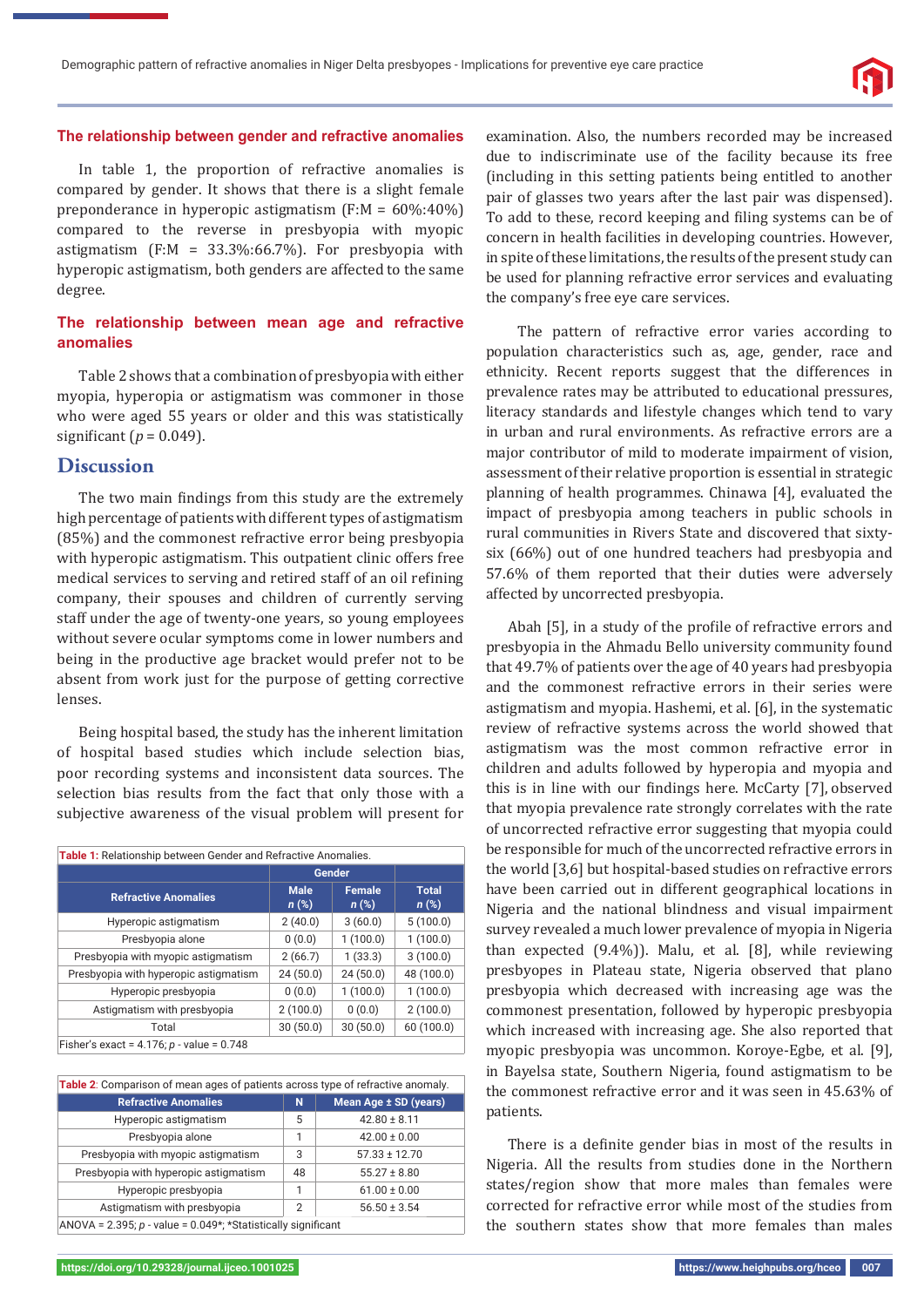### The relationship between gender and refractive anomalies

In table 1, the proportion of refractive anomalies is compared by gender. It shows that there is a slight female preponderance in hyperopic astigmatism (F:M = 60%:40%) compared to the reverse in presbyopia with myopic astigmatism (F:M = 33.3%:66.7%). For presbyopia with hyperopic astigmatism, both genders are affected to the same degree.

### The relationship between mean age and refractive anomalies

Table 2 shows that a combination of presbyopia with either myopia, hyperopia or astigmatism was commoner in those who were aged 55 years or older and this was statistically significant (*p* = 0.049).

## Discussion

The two main findings from this study are the extremely high percentage of patients with different types of astigmatism (85%) and the commonest refractive error being presbyopia with hyperopic astigmatism. This outpatient clinic offers free medical services to serving and retired staff of an oil refining company, their spouses and children of currently serving staff under the age of twenty-one years, so young employees without severe ocular symptoms come in lower numbers and being in the productive age bracket would prefer not to be absent from work just for the purpose of getting corrective lenses.

Being hospital based, the study has the inherent limitation of hospital based studies which include selection bias, poor recording systems and inconsistent data sources. The selection bias results from the fact that only those with a subjective awareness of the visual problem will present for examination. Also, the numbers recorded may be increased due to indiscriminate use of the facility because its free (including in this setting patients being entitled to another pair of glasses two years after the last pair was dispensed). To add to these, record keeping and filing systems can be of concern in health facilities in developing countries. However, in spite of these limitations, the results of the present study can be used for planning refractive error services and evaluating the company's free eye care services.

**Table 1:** Relationship between Gender and Refractive Anomalies.

| Refractive Anomalies | Gender | | |
|---|---|---|---|
| | Male *n* (%) | Female *n* (%) | Total *n* (%) |
| Hyperopic astigmatism | 2 (40.0) | 3 (60.0) | 5 (100.0) |
| Presbyopia alone | 0 (0.0) | 1 (100.0) | 1 (100.0) |
| Presbyopia with myopic astigmatism | 2 (66.7) | 1 (33.3) | 3 (100.0) |
| Presbyopia with hyperopic astigmatism | 24 (50.0) | 24 (50.0) | 48 (100.0) |
| Hyperopic presbyopia | 0 (0.0) | 1 (100.0) | 1 (100.0) |
| Astigmatism with presbyopia | 2 (100.0) | 0 (0.0) | 2 (100.0) |
| Total | 30 (50.0) | 30 (50.0) | 60 (100.0) |

Fisher's exact = 4.176; *p* - value = 0.748

**Table 2**: Comparison of mean ages of patients across type of refractive anomaly.

| Refractive Anomalies | N | Mean Age ± SD (years) |
|---|---|---|
| Hyperopic astigmatism | 5 | 42.80 ± 8.11 |
| Presbyopia alone | 1 | 42.00 ± 0.00 |
| Presbyopia with myopic astigmatism | 3 | 57.33 ± 12.70 |
| Presbyopia with hyperopic astigmatism | 48 | 55.27 ± 8.80 |
| Hyperopic presbyopia | 1 | 61.00 ± 0.00 |
| Astigmatism with presbyopia | 2 | 56.50 ± 3.54 |

ANOVA = 2.395; *p* - value = 0.049*; *Statistically significant

The pattern of refractive error varies according to population characteristics such as, age, gender, race and ethnicity. Recent reports suggest that the differences in prevalence rates may be attributed to educational pressures, literacy standards and lifestyle changes which tend to vary in urban and rural environments. As refractive errors are a major contributor of mild to moderate impairment of vision, assessment of their relative proportion is essential in strategic planning of health programmes. Chinawa [4], evaluated the impact of presbyopia among teachers in public schools in rural communities in Rivers State and discovered that sixty-six (66%) out of one hundred teachers had presbyopia and 57.6% of them reported that their duties were adversely affected by uncorrected presbyopia.

Abah [5], in a study of the profile of refractive errors and presbyopia in the Ahmadu Bello university community found that 49.7% of patients over the age of 40 years had presbyopia and the commonest refractive errors in their series were astigmatism and myopia. Hashemi, et al. [6], in the systematic review of refractive systems across the world showed that astigmatism was the most common refractive error in children and adults followed by hyperopia and myopia and this is in line with our findings here. McCarty [7], observed that myopia prevalence rate strongly correlates with the rate of uncorrected refractive error suggesting that myopia could be responsible for much of the uncorrected refractive errors in the world [3,6] but hospital-based studies on refractive errors have been carried out in different geographical locations in Nigeria and the national blindness and visual impairment survey revealed a much lower prevalence of myopia in Nigeria than expected (9.4%)). Malu, et al. [8], while reviewing presbyopes in Plateau state, Nigeria observed that plano presbyopia which decreased with increasing age was the commonest presentation, followed by hyperopic presbyopia which increased with increasing age. She also reported that myopic presbyopia was uncommon. Koroye-Egbe, et al. [9], in Bayelsa state, Southern Nigeria, found astigmatism to be the commonest refractive error and it was seen in 45.63% of patients.

There is a definite gender bias in most of the results in Nigeria. All the results from studies done in the Northern states/region show that more males than females were corrected for refractive error while most of the studies from the southern states show that more females than males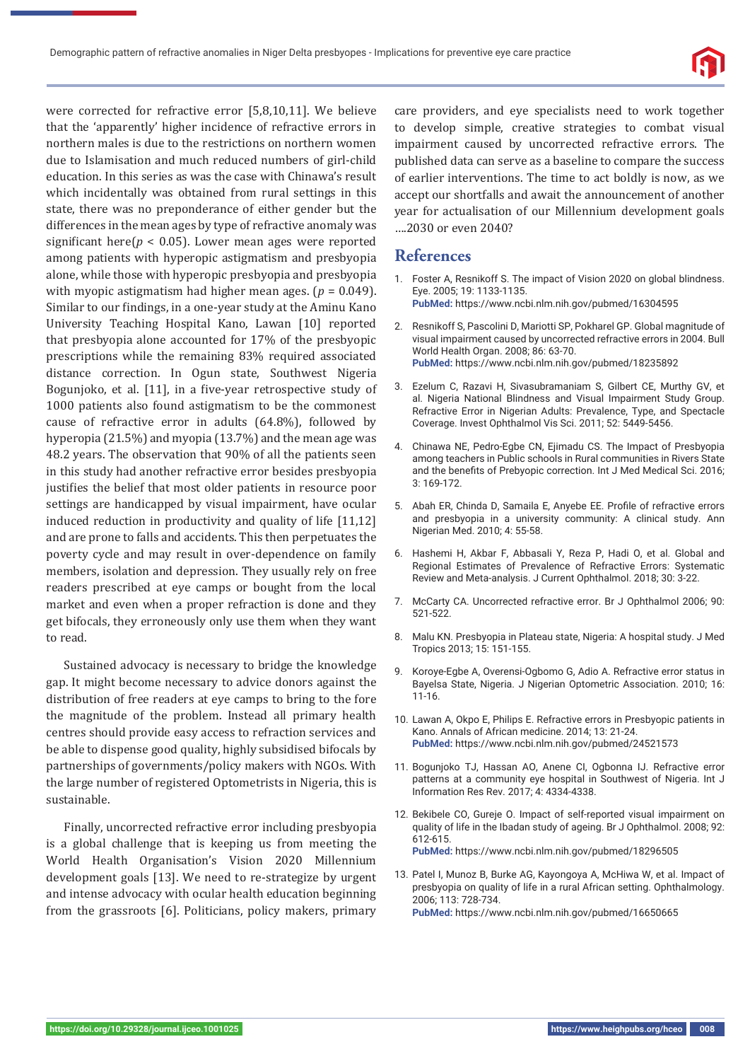were corrected for refractive error [5,8,10,11]. We believe that the 'apparently' higher incidence of refractive errors in northern males is due to the restrictions on northern women due to Islamisation and much reduced numbers of girl-child education. In this series as was the case with Chinawa's result which incidentally was obtained from rural settings in this state, there was no preponderance of either gender but the differences in the mean ages by type of refractive anomaly was significant here($p < 0.05$). Lower mean ages were reported among patients with hyperopic astigmatism and presbyopia alone, while those with hyperopic presbyopia and presbyopia with myopic astigmatism had higher mean ages. ($p = 0.049$). Similar to our findings, in a one-year study at the Aminu Kano University Teaching Hospital Kano, Lawan [10] reported that presbyopia alone accounted for 17% of the presbyopic prescriptions while the remaining 83% required associated distance correction. In Ogun state, Southwest Nigeria Bogunjoko, et al. [11], in a five-year retrospective study of 1000 patients also found astigmatism to be the commonest cause of refractive error in adults (64.8%), followed by hyperopia (21.5%) and myopia (13.7%) and the mean age was 48.2 years. The observation that 90% of all the patients seen in this study had another refractive error besides presbyopia justifies the belief that most older patients in resource poor settings are handicapped by visual impairment, have ocular induced reduction in productivity and quality of life [11,12] and are prone to falls and accidents. This then perpetuates the poverty cycle and may result in over-dependence on family members, isolation and depression. They usually rely on free readers prescribed at eye camps or bought from the local market and even when a proper refraction is done and they get bifocals, they erroneously only use them when they want to read.

Sustained advocacy is necessary to bridge the knowledge gap. It might become necessary to advice donors against the distribution of free readers at eye camps to bring to the fore the magnitude of the problem. Instead all primary health centres should provide easy access to refraction services and be able to dispense good quality, highly subsidised bifocals by partnerships of governments/policy makers with NGOs. With the large number of registered Optometrists in Nigeria, this is sustainable.

Finally, uncorrected refractive error including presbyopia is a global challenge that is keeping us from meeting the World Health Organisation's Vision 2020 Millennium development goals [13]. We need to re-strategize by urgent and intense advocacy with ocular health education beginning from the grassroots [6]. Politicians, policy makers, primary care providers, and eye specialists need to work together to develop simple, creative strategies to combat visual impairment caused by uncorrected refractive errors. The published data can serve as a baseline to compare the success of earlier interventions. The time to act boldly is now, as we accept our shortfalls and await the announcement of another year for actualisation of our Millennium development goals ….2030 or even 2040?

## References

1. Foster A, Resnikoff S. The impact of Vision 2020 on global blindness. Eye. 2005; 19: 1133-1135. **PubMed:** https://www.ncbi.nlm.nih.gov/pubmed/16304595
2. Resnikoff S, Pascolini D, Mariotti SP, Pokharel GP. Global magnitude of visual impairment caused by uncorrected refractive errors in 2004. Bull World Health Organ. 2008; 86: 63-70. **PubMed:** https://www.ncbi.nlm.nih.gov/pubmed/18235892
3. Ezelum C, Razavi H, Sivasubramaniam S, Gilbert CE, Murthy GV, et al. Nigeria National Blindness and Visual Impairment Study Group. Refractive Error in Nigerian Adults: Prevalence, Type, and Spectacle Coverage. Invest Ophthalmol Vis Sci. 2011; 52: 5449-5456.
4. Chinawa NE, Pedro-Egbe CN, Ejimadu CS. The Impact of Presbyopia among teachers in Public schools in Rural communities in Rivers State and the benefits of Prebyopic correction. Int J Med Medical Sci. 2016; 3: 169-172.
5. Abah ER, Chinda D, Samaila E, Anyebe EE. Profile of refractive errors and presbyopia in a university community: A clinical study. Ann Nigerian Med. 2010; 4: 55-58.
6. Hashemi H, Akbar F, Abbasali Y, Reza P, Hadi O, et al. Global and Regional Estimates of Prevalence of Refractive Errors: Systematic Review and Meta-analysis. J Current Ophthalmol. 2018; 30: 3-22.
7. McCarty CA. Uncorrected refractive error. Br J Ophthalmol 2006; 90: 521-522.
8. Malu KN. Presbyopia in Plateau state, Nigeria: A hospital study. J Med Tropics 2013; 15: 151-155.
9. Koroye-Egbe A, Overensi-Ogbomo G, Adio A. Refractive error status in Bayelsa State, Nigeria. J Nigerian Optometric Association. 2010; 16: 11-16.
10. Lawan A, Okpo E, Philips E. Refractive errors in Presbyopic patients in Kano. Annals of African medicine. 2014; 13: 21-24. **PubMed:** https://www.ncbi.nlm.nih.gov/pubmed/24521573
11. Bogunjoko TJ, Hassan AO, Anene CI, Ogbonna IJ. Refractive error patterns at a community eye hospital in Southwest of Nigeria. Int J Information Res Rev. 2017; 4: 4334-4338.
12. Bekibele CO, Gureje O. Impact of self-reported visual impairment on quality of life in the Ibadan study of ageing. Br J Ophthalmol. 2008; 92: 612-615. **PubMed:** https://www.ncbi.nlm.nih.gov/pubmed/18296505
13. Patel I, Munoz B, Burke AG, Kayongoya A, McHiwa W, et al. Impact of presbyopia on quality of life in a rural African setting. Ophthalmology. 2006; 113: 728-734. **PubMed:** https://www.ncbi.nlm.nih.gov/pubmed/16650665